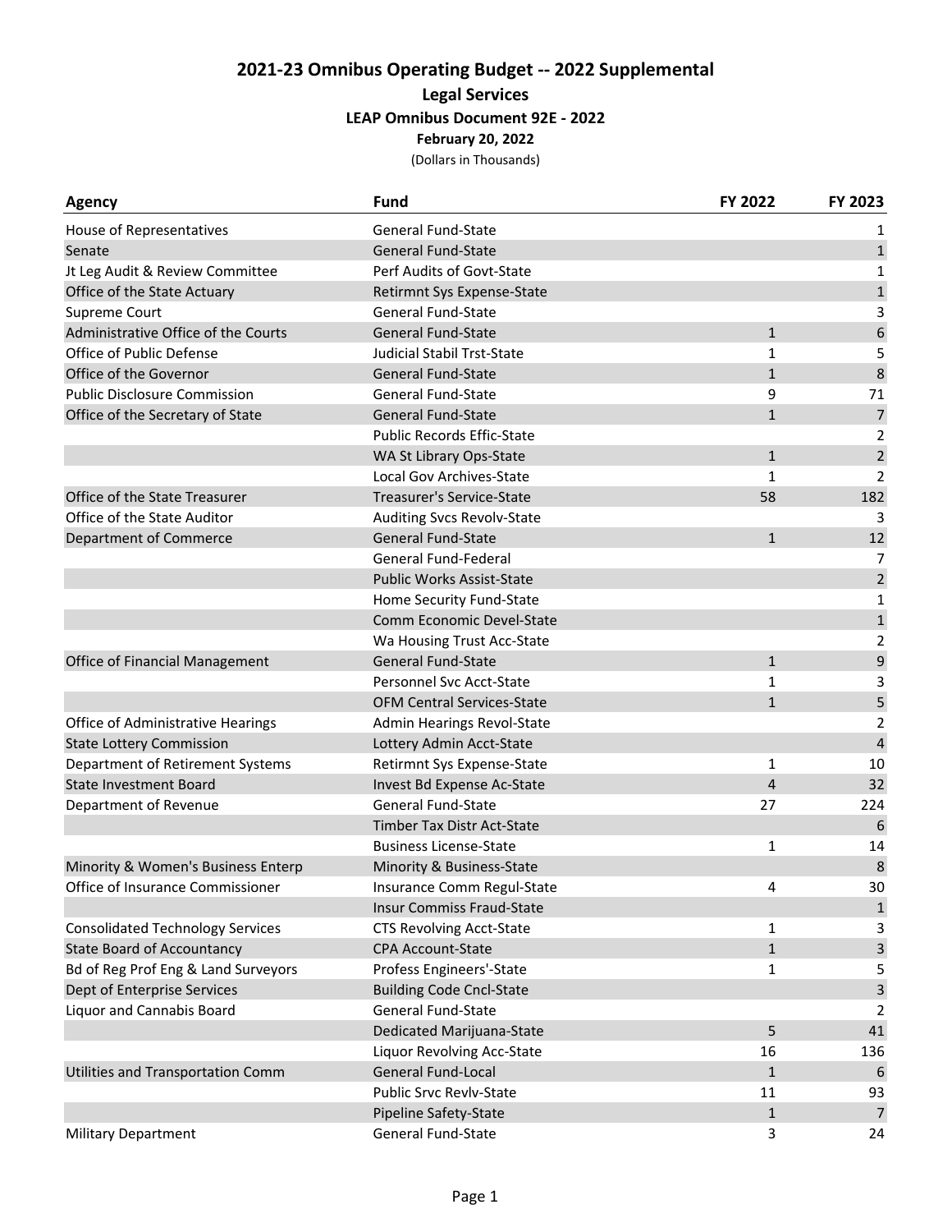# 2021-23 Omnibus Operating Budget -- 2022 Supplemental

## Legal Services

### LEAP Omnibus Document 92E - 2022

**February 20, 2022**

(Dollars in Thousands)

| Agency | Fund | FY 2022 | FY 2023 |
|---|---|---|---|
| House of Representatives | General Fund-State | | 1 |
| Senate | General Fund-State | | 1 |
| Jt Leg Audit & Review Committee | Perf Audits of Govt-State | | 1 |
| Office of the State Actuary | Retirmnt Sys Expense-State | | 1 |
| Supreme Court | General Fund-State | | 3 |
| Administrative Office of the Courts | General Fund-State | 1 | 6 |
| Office of Public Defense | Judicial Stabil Trst-State | 1 | 5 |
| Office of the Governor | General Fund-State | 1 | 8 |
| Public Disclosure Commission | General Fund-State | 9 | 71 |
| Office of the Secretary of State | General Fund-State | 1 | 7 |
| | Public Records Effic-State | | 2 |
| | WA St Library Ops-State | 1 | 2 |
| | Local Gov Archives-State | 1 | 2 |
| Office of the State Treasurer | Treasurer's Service-State | 58 | 182 |
| Office of the State Auditor | Auditing Svcs Revolv-State | | 3 |
| Department of Commerce | General Fund-State | 1 | 12 |
| | General Fund-Federal | | 7 |
| | Public Works Assist-State | | 2 |
| | Home Security Fund-State | | 1 |
| | Comm Economic Devel-State | | 1 |
| | Wa Housing Trust Acc-State | | 2 |
| Office of Financial Management | General Fund-State | 1 | 9 |
| | Personnel Svc Acct-State | 1 | 3 |
| | OFM Central Services-State | 1 | 5 |
| Office of Administrative Hearings | Admin Hearings Revol-State | | 2 |
| State Lottery Commission | Lottery Admin Acct-State | | 4 |
| Department of Retirement Systems | Retirmnt Sys Expense-State | 1 | 10 |
| State Investment Board | Invest Bd Expense Ac-State | 4 | 32 |
| Department of Revenue | General Fund-State | 27 | 224 |
| | Timber Tax Distr Act-State | | 6 |
| | Business License-State | 1 | 14 |
| Minority & Women's Business Enterp | Minority & Business-State | | 8 |
| Office of Insurance Commissioner | Insurance Comm Regul-State | 4 | 30 |
| | Insur Commiss Fraud-State | | 1 |
| Consolidated Technology Services | CTS Revolving Acct-State | 1 | 3 |
| State Board of Accountancy | CPA Account-State | 1 | 3 |
| Bd of Reg Prof Eng & Land Surveyors | Profess Engineers'-State | 1 | 5 |
| Dept of Enterprise Services | Building Code Cncl-State | | 3 |
| Liquor and Cannabis Board | General Fund-State | | 2 |
| | Dedicated Marijuana-State | 5 | 41 |
| | Liquor Revolving Acc-State | 16 | 136 |
| Utilities and Transportation Comm | General Fund-Local | 1 | 6 |
| | Public Srvc Revlv-State | 11 | 93 |
| | Pipeline Safety-State | 1 | 7 |
| Military Department | General Fund-State | 3 | 24 |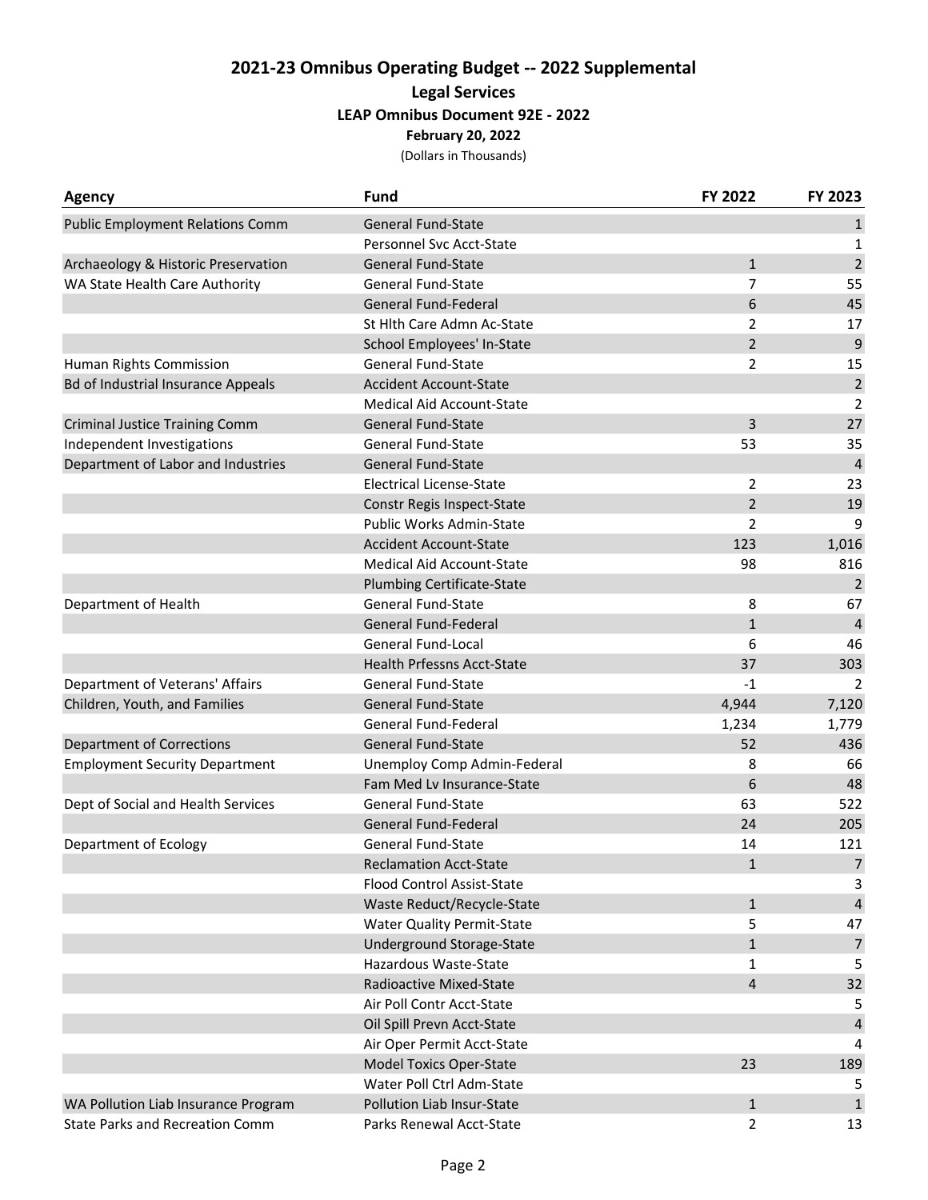## 2021-23 Omnibus Operating Budget -- 2022 Supplemental

### Legal Services

### LEAP Omnibus Document 92E - 2022

**February 20, 2022**

(Dollars in Thousands)

| Agency | Fund | FY 2022 | FY 2023 |
|---|---|---|---|
| Public Employment Relations Comm | General Fund-State | | 1 |
| | Personnel Svc Acct-State | | 1 |
| Archaeology & Historic Preservation | General Fund-State | 1 | 2 |
| WA State Health Care Authority | General Fund-State | 7 | 55 |
| | General Fund-Federal | 6 | 45 |
| | St Hlth Care Admn Ac-State | 2 | 17 |
| | School Employees' In-State | 2 | 9 |
| Human Rights Commission | General Fund-State | 2 | 15 |
| Bd of Industrial Insurance Appeals | Accident Account-State | | 2 |
| | Medical Aid Account-State | | 2 |
| Criminal Justice Training Comm | General Fund-State | 3 | 27 |
| Independent Investigations | General Fund-State | 53 | 35 |
| Department of Labor and Industries | General Fund-State | | 4 |
| | Electrical License-State | 2 | 23 |
| | Constr Regis Inspect-State | 2 | 19 |
| | Public Works Admin-State | 2 | 9 |
| | Accident Account-State | 123 | 1,016 |
| | Medical Aid Account-State | 98 | 816 |
| | Plumbing Certificate-State | | 2 |
| Department of Health | General Fund-State | 8 | 67 |
| | General Fund-Federal | 1 | 4 |
| | General Fund-Local | 6 | 46 |
| | Health Prfessns Acct-State | 37 | 303 |
| Department of Veterans' Affairs | General Fund-State | -1 | 2 |
| Children, Youth, and Families | General Fund-State | 4,944 | 7,120 |
| | General Fund-Federal | 1,234 | 1,779 |
| Department of Corrections | General Fund-State | 52 | 436 |
| Employment Security Department | Unemploy Comp Admin-Federal | 8 | 66 |
| | Fam Med Lv Insurance-State | 6 | 48 |
| Dept of Social and Health Services | General Fund-State | 63 | 522 |
| | General Fund-Federal | 24 | 205 |
| Department of Ecology | General Fund-State | 14 | 121 |
| | Reclamation Acct-State | 1 | 7 |
| | Flood Control Assist-State | | 3 |
| | Waste Reduct/Recycle-State | 1 | 4 |
| | Water Quality Permit-State | 5 | 47 |
| | Underground Storage-State | 1 | 7 |
| | Hazardous Waste-State | 1 | 5 |
| | Radioactive Mixed-State | 4 | 32 |
| | Air Poll Contr Acct-State | | 5 |
| | Oil Spill Prevn Acct-State | | 4 |
| | Air Oper Permit Acct-State | | 4 |
| | Model Toxics Oper-State | 23 | 189 |
| | Water Poll Ctrl Adm-State | | 5 |
| WA Pollution Liab Insurance Program | Pollution Liab Insur-State | 1 | 1 |
| State Parks and Recreation Comm | Parks Renewal Acct-State | 2 | 13 |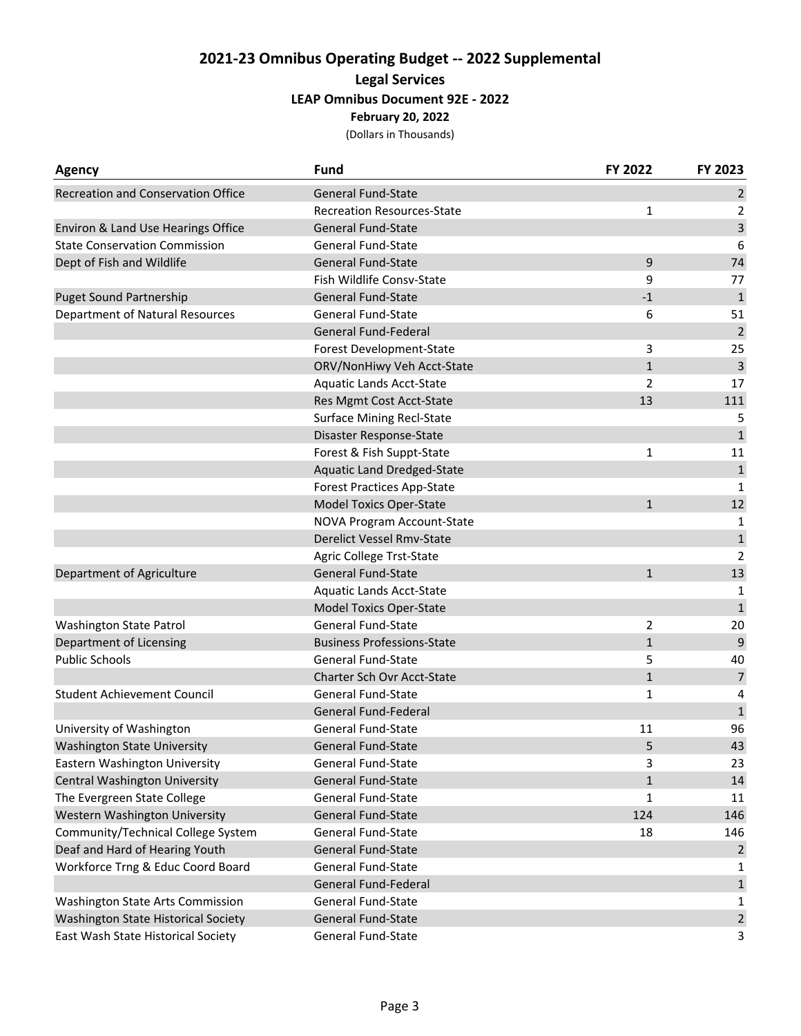# 2021-23 Omnibus Operating Budget -- 2022 Supplemental

## Legal Services

### LEAP Omnibus Document 92E - 2022

**February 20, 2022**

(Dollars in Thousands)

| Agency | Fund | FY 2022 | FY 2023 |
|---|---|---|---|
| Recreation and Conservation Office | General Fund-State | | 2 |
| | Recreation Resources-State | 1 | 2 |
| Environ & Land Use Hearings Office | General Fund-State | | 3 |
| State Conservation Commission | General Fund-State | | 6 |
| Dept of Fish and Wildlife | General Fund-State | 9 | 74 |
| | Fish Wildlife Consv-State | 9 | 77 |
| Puget Sound Partnership | General Fund-State | -1 | 1 |
| Department of Natural Resources | General Fund-State | 6 | 51 |
| | General Fund-Federal | | 2 |
| | Forest Development-State | 3 | 25 |
| | ORV/NonHiwy Veh Acct-State | 1 | 3 |
| | Aquatic Lands Acct-State | 2 | 17 |
| | Res Mgmt Cost Acct-State | 13 | 111 |
| | Surface Mining Recl-State | | 5 |
| | Disaster Response-State | | 1 |
| | Forest & Fish Suppt-State | 1 | 11 |
| | Aquatic Land Dredged-State | | 1 |
| | Forest Practices App-State | | 1 |
| | Model Toxics Oper-State | 1 | 12 |
| | NOVA Program Account-State | | 1 |
| | Derelict Vessel Rmv-State | | 1 |
| | Agric College Trst-State | | 2 |
| Department of Agriculture | General Fund-State | 1 | 13 |
| | Aquatic Lands Acct-State | | 1 |
| | Model Toxics Oper-State | | 1 |
| Washington State Patrol | General Fund-State | 2 | 20 |
| Department of Licensing | Business Professions-State | 1 | 9 |
| Public Schools | General Fund-State | 5 | 40 |
| | Charter Sch Ovr Acct-State | 1 | 7 |
| Student Achievement Council | General Fund-State | 1 | 4 |
| | General Fund-Federal | | 1 |
| University of Washington | General Fund-State | 11 | 96 |
| Washington State University | General Fund-State | 5 | 43 |
| Eastern Washington University | General Fund-State | 3 | 23 |
| Central Washington University | General Fund-State | 1 | 14 |
| The Evergreen State College | General Fund-State | 1 | 11 |
| Western Washington University | General Fund-State | 124 | 146 |
| Community/Technical College System | General Fund-State | 18 | 146 |
| Deaf and Hard of Hearing Youth | General Fund-State | | 2 |
| Workforce Trng & Educ Coord Board | General Fund-State | | 1 |
| | General Fund-Federal | | 1 |
| Washington State Arts Commission | General Fund-State | | 1 |
| Washington State Historical Society | General Fund-State | | 2 |
| East Wash State Historical Society | General Fund-State | | 3 |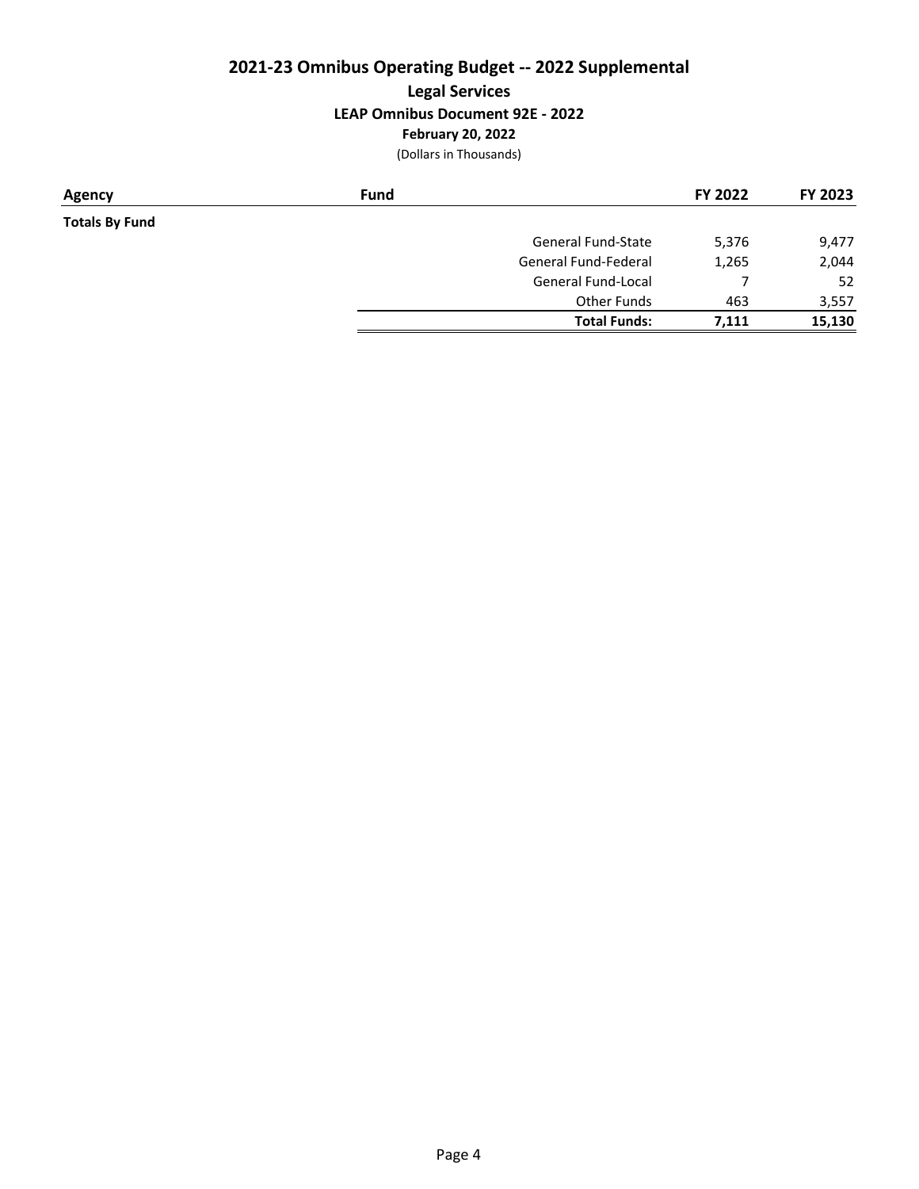# 2021-23 Omnibus Operating Budget -- 2022 Supplemental

## Legal Services

### LEAP Omnibus Document 92E - 2022

**February 20, 2022**

(Dollars in Thousands)

| Agency | Fund | FY 2022 | FY 2023 |
|---|---|---|---|
| **Totals By Fund** | | | |
| | General Fund-State | 5,376 | 9,477 |
| | General Fund-Federal | 1,265 | 2,044 |
| | General Fund-Local | 7 | 52 |
| | Other Funds | 463 | 3,557 |
| | **Total Funds:** | **7,111** | **15,130** |